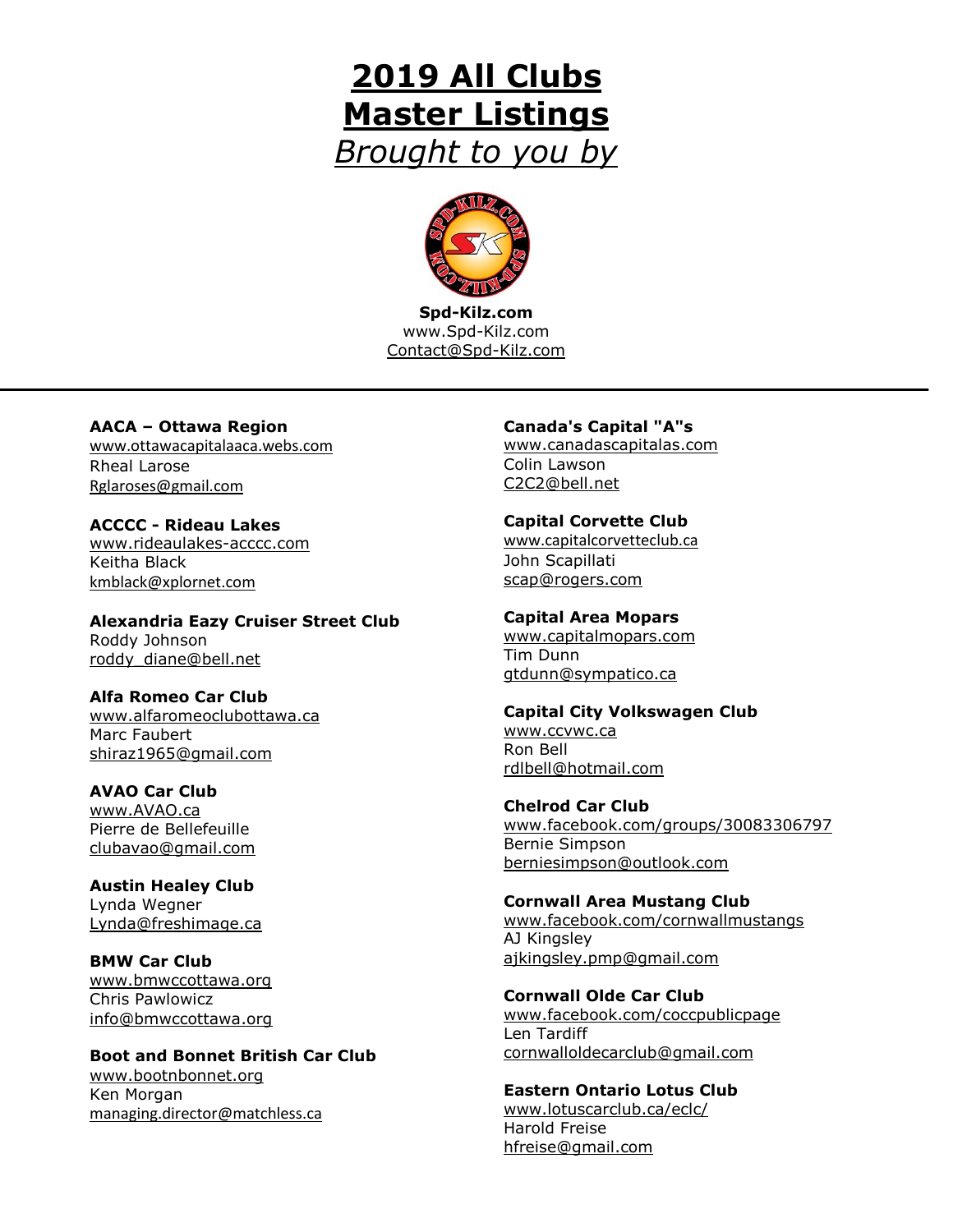# 2019 All Clubs Master Listings

*Brought to you by*

**Spd-Kilz.com**
www.Spd-Kilz.com
Contact@Spd-Kilz.com

---

**AACA – Ottawa Region**
www.ottawacapitalaaca.webs.com
Rheal Larose
Rglaroses@gmail.com

**ACCCC - Rideau Lakes**
www.rideaulakes-acccc.com
Keitha Black
kmblack@xplornet.com

**Alexandria Eazy Cruiser Street Club**
Roddy Johnson
roddy_diane@bell.net

**Alfa Romeo Car Club**
www.alfaromeoclubottawa.ca
Marc Faubert
shiraz1965@gmail.com

**AVAO Car Club**
www.AVAO.ca
Pierre de Bellefeuille
clubavao@gmail.com

**Austin Healey Club**
Lynda Wegner
Lynda@freshimage.ca

**BMW Car Club**
www.bmwccottawa.org
Chris Pawlowicz
info@bmwccottawa.org

**Boot and Bonnet British Car Club**
www.bootnbonnet.org
Ken Morgan
managing.director@matchless.ca

**Canada's Capital "A"s**
www.canadascapitalas.com
Colin Lawson
C2C2@bell.net

**Capital Corvette Club**
www.capitalcorvetteclub.ca
John Scapillati
scap@rogers.com

**Capital Area Mopars**
www.capitalmopars.com
Tim Dunn
gtdunn@sympatico.ca

**Capital City Volkswagen Club**
www.ccvwc.ca
Ron Bell
rdlbell@hotmail.com

**Chelrod Car Club**
www.facebook.com/groups/30083306797
Bernie Simpson
berniesimpson@outlook.com

**Cornwall Area Mustang Club**
www.facebook.com/cornwallmustangs
AJ Kingsley
ajkingsley.pmp@gmail.com

**Cornwall Olde Car Club**
www.facebook.com/coccpublicpage
Len Tardiff
cornwalloldecarclub@gmail.com

**Eastern Ontario Lotus Club**
www.lotuscarclub.ca/eclc/
Harold Freise
hfreise@gmail.com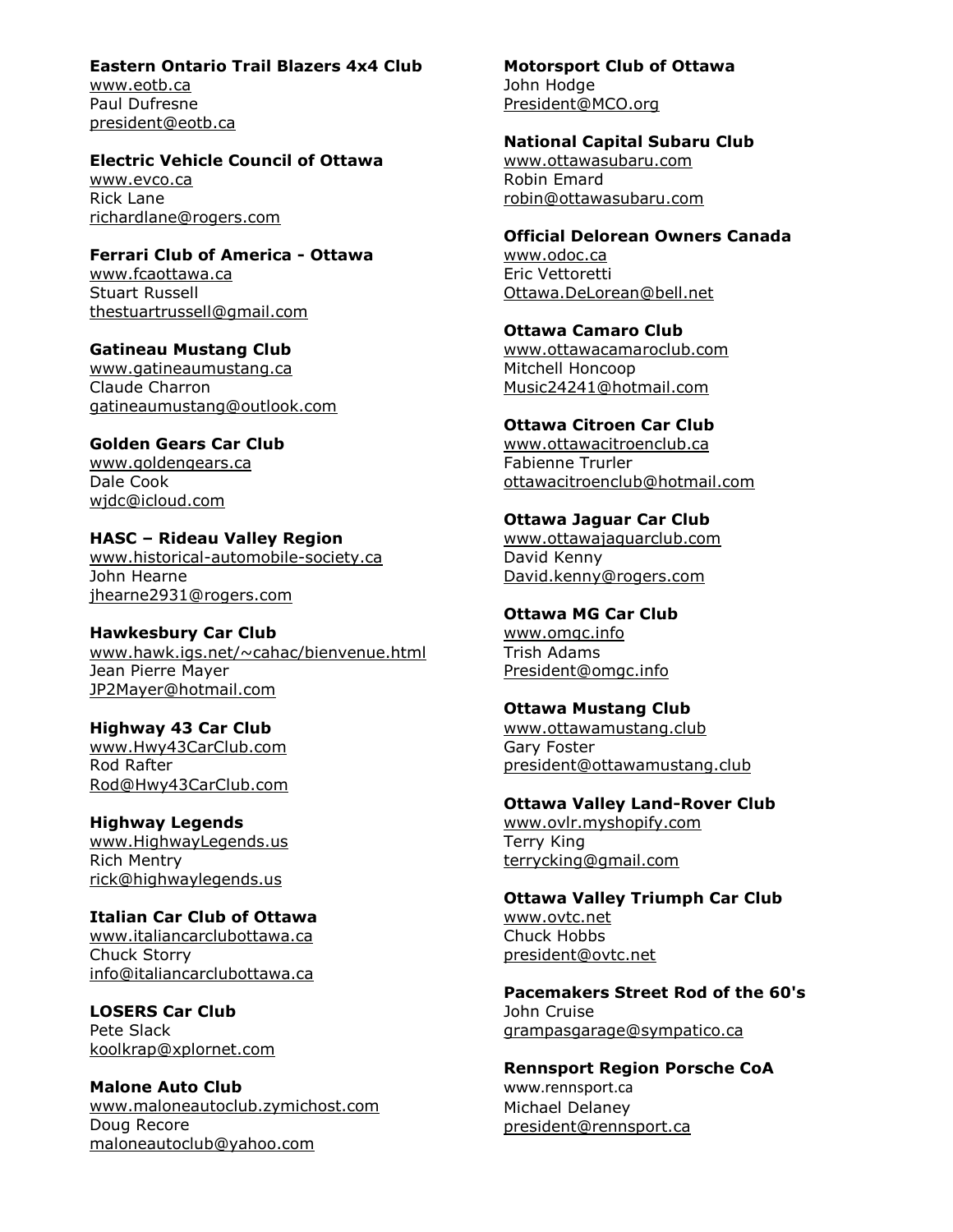**Eastern Ontario Trail Blazers 4x4 Club**
www.eotb.ca
Paul Dufresne
president@eotb.ca

**Electric Vehicle Council of Ottawa**
www.evco.ca
Rick Lane
richardlane@rogers.com

**Ferrari Club of America - Ottawa**
www.fcaottawa.ca
Stuart Russell
thestuartrussell@gmail.com

**Gatineau Mustang Club**
www.gatineaumustang.ca
Claude Charron
gatineaumustang@outlook.com

**Golden Gears Car Club**
www.goldengears.ca
Dale Cook
wjdc@icloud.com

**HASC – Rideau Valley Region**
www.historical-automobile-society.ca
John Hearne
jhearne2931@rogers.com

**Hawkesbury Car Club**
www.hawk.igs.net/~cahac/bienvenue.html
Jean Pierre Mayer
JP2Mayer@hotmail.com

**Highway 43 Car Club**
www.Hwy43CarClub.com
Rod Rafter
Rod@Hwy43CarClub.com

**Highway Legends**
www.HighwayLegends.us
Rich Mentry
rick@highwaylegends.us

**Italian Car Club of Ottawa**
www.italiancarclubottawa.ca
Chuck Storry
info@italiancarclubottawa.ca

**LOSERS Car Club**
Pete Slack
koolkrap@xplornet.com

**Malone Auto Club**
www.maloneautoclub.zymichost.com
Doug Recore
maloneautoclub@yahoo.com

**Motorsport Club of Ottawa**
John Hodge
President@MCO.org

**National Capital Subaru Club**
www.ottawasubaru.com
Robin Emard
robin@ottawasubaru.com

**Official Delorean Owners Canada**
www.odoc.ca
Eric Vettoretti
Ottawa.DeLorean@bell.net

**Ottawa Camaro Club**
www.ottawacamaroclub.com
Mitchell Honcoop
Music24241@hotmail.com

**Ottawa Citroen Car Club**
www.ottawacitroenclub.ca
Fabienne Trurler
ottawacitroenclub@hotmail.com

**Ottawa Jaguar Car Club**
www.ottawajaguarclub.com
David Kenny
David.kenny@rogers.com

**Ottawa MG Car Club**
www.omgc.info
Trish Adams
President@omgc.info

**Ottawa Mustang Club**
www.ottawamustang.club
Gary Foster
president@ottawamustang.club

**Ottawa Valley Land-Rover Club**
www.ovlr.myshopify.com
Terry King
terrycking@gmail.com

**Ottawa Valley Triumph Car Club**
www.ovtc.net
Chuck Hobbs
president@ovtc.net

**Pacemakers Street Rod of the 60's**
John Cruise
grampasgarage@sympatico.ca

**Rennsport Region Porsche CoA**
www.rennsport.ca
Michael Delaney
president@rennsport.ca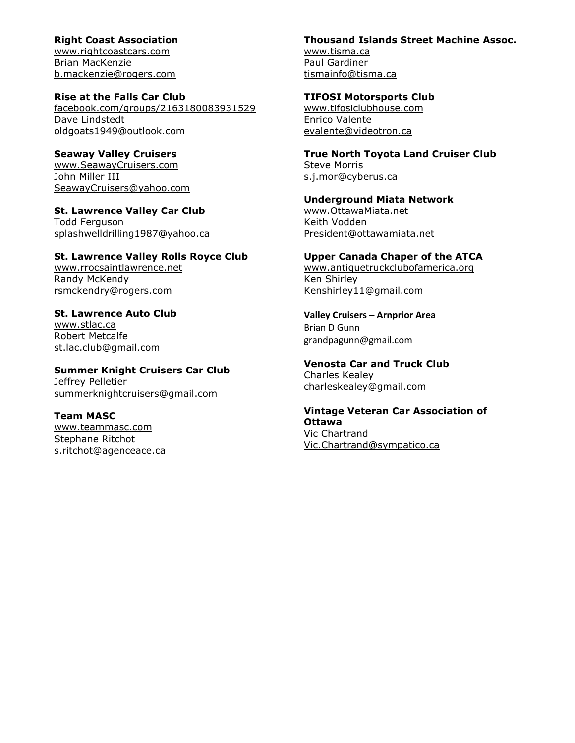**Right Coast Association**
www.rightcoastcars.com
Brian MacKenzie
b.mackenzie@rogers.com

**Rise at the Falls Car Club**
facebook.com/groups/2163180083931529
Dave Lindstedt
oldgoats1949@outlook.com

**Seaway Valley Cruisers**
www.SeawayCruisers.com
John Miller III
SeawayCruisers@yahoo.com

**St. Lawrence Valley Car Club**
Todd Ferguson
splashwelldrilling1987@yahoo.ca

**St. Lawrence Valley Rolls Royce Club**
www.rrocsaintlawrence.net
Randy McKendy
rsmckendry@rogers.com

**St. Lawrence Auto Club**
www.stlac.ca
Robert Metcalfe
st.lac.club@gmail.com

**Summer Knight Cruisers Car Club**
Jeffrey Pelletier
summerknightcruisers@gmail.com

**Team MASC**
www.teammasc.com
Stephane Ritchot
s.ritchot@agenceace.ca

**Thousand Islands Street Machine Assoc.**
www.tisma.ca
Paul Gardiner
tismainfo@tisma.ca

**TIFOSI Motorsports Club**
www.tifosiclubhouse.com
Enrico Valente
evalente@videotron.ca

**True North Toyota Land Cruiser Club**
Steve Morris
s.j.mor@cyberus.ca

**Underground Miata Network**
www.OttawaMiata.net
Keith Vodden
President@ottawamiata.net

**Upper Canada Chaper of the ATCA**
www.antiquetruckclubofamerica.org
Ken Shirley
Kenshirley11@gmail.com

**Valley Cruisers – Arnprior Area**
Brian D Gunn
grandpagunn@gmail.com

**Venosta Car and Truck Club**
Charles Kealey
charleskealey@gmail.com

**Vintage Veteran Car Association of Ottawa**
Vic Chartrand
Vic.Chartrand@sympatico.ca